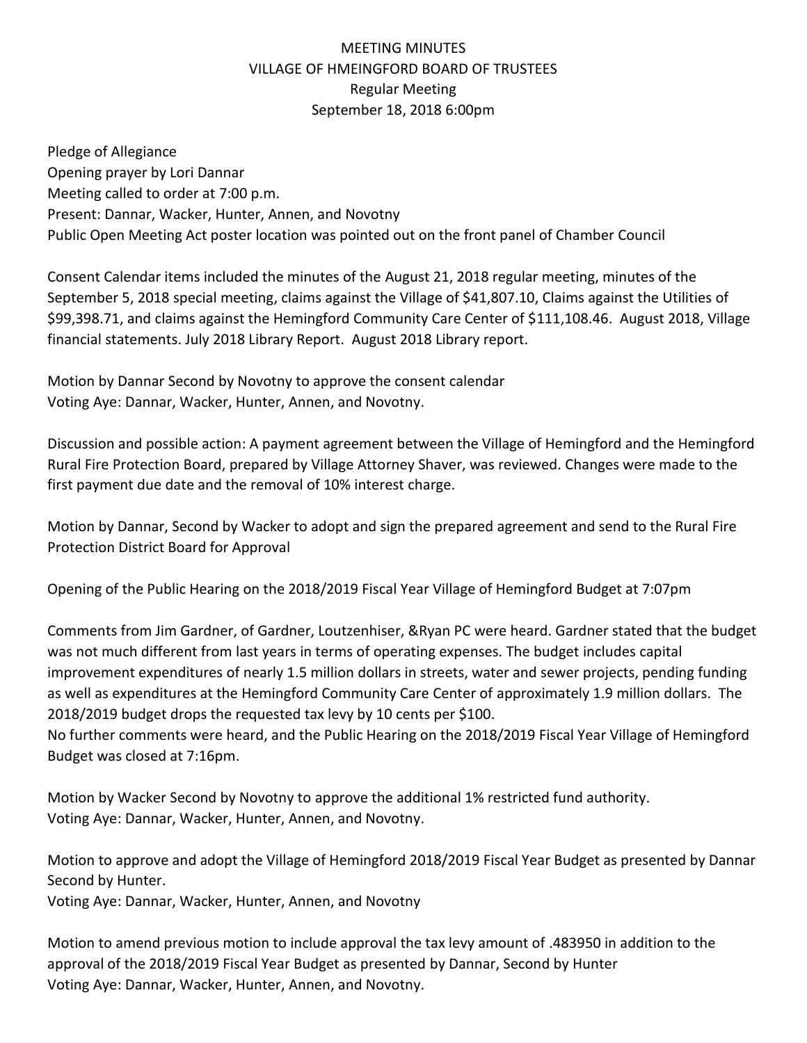# MEETING MINUTES

## VILLAGE OF HMEINGFORD BOARD OF TRUSTEES

### Regular Meeting

### September 18, 2018 6:00pm

Pledge of Allegiance
Opening prayer by Lori Dannar
Meeting called to order at 7:00 p.m.
Present: Dannar, Wacker, Hunter, Annen, and Novotny
Public Open Meeting Act poster location was pointed out on the front panel of Chamber Council

Consent Calendar items included the minutes of the August 21, 2018 regular meeting, minutes of the September 5, 2018 special meeting, claims against the Village of $41,807.10, Claims against the Utilities of $99,398.71, and claims against the Hemingford Community Care Center of $111,108.46. August 2018, Village financial statements. July 2018 Library Report. August 2018 Library report.

Motion by Dannar Second by Novotny to approve the consent calendar
Voting Aye: Dannar, Wacker, Hunter, Annen, and Novotny.

Discussion and possible action: A payment agreement between the Village of Hemingford and the Hemingford Rural Fire Protection Board, prepared by Village Attorney Shaver, was reviewed. Changes were made to the first payment due date and the removal of 10% interest charge.

Motion by Dannar, Second by Wacker to adopt and sign the prepared agreement and send to the Rural Fire Protection District Board for Approval

Opening of the Public Hearing on the 2018/2019 Fiscal Year Village of Hemingford Budget at 7:07pm

Comments from Jim Gardner, of Gardner, Loutzenhiser, &Ryan PC were heard. Gardner stated that the budget was not much different from last years in terms of operating expenses. The budget includes capital improvement expenditures of nearly 1.5 million dollars in streets, water and sewer projects, pending funding as well as expenditures at the Hemingford Community Care Center of approximately 1.9 million dollars. The 2018/2019 budget drops the requested tax levy by 10 cents per $100.
No further comments were heard, and the Public Hearing on the 2018/2019 Fiscal Year Village of Hemingford Budget was closed at 7:16pm.

Motion by Wacker Second by Novotny to approve the additional 1% restricted fund authority.
Voting Aye: Dannar, Wacker, Hunter, Annen, and Novotny.

Motion to approve and adopt the Village of Hemingford 2018/2019 Fiscal Year Budget as presented by Dannar Second by Hunter.
Voting Aye: Dannar, Wacker, Hunter, Annen, and Novotny

Motion to amend previous motion to include approval the tax levy amount of .483950 in addition to the approval of the 2018/2019 Fiscal Year Budget as presented by Dannar, Second by Hunter
Voting Aye: Dannar, Wacker, Hunter, Annen, and Novotny.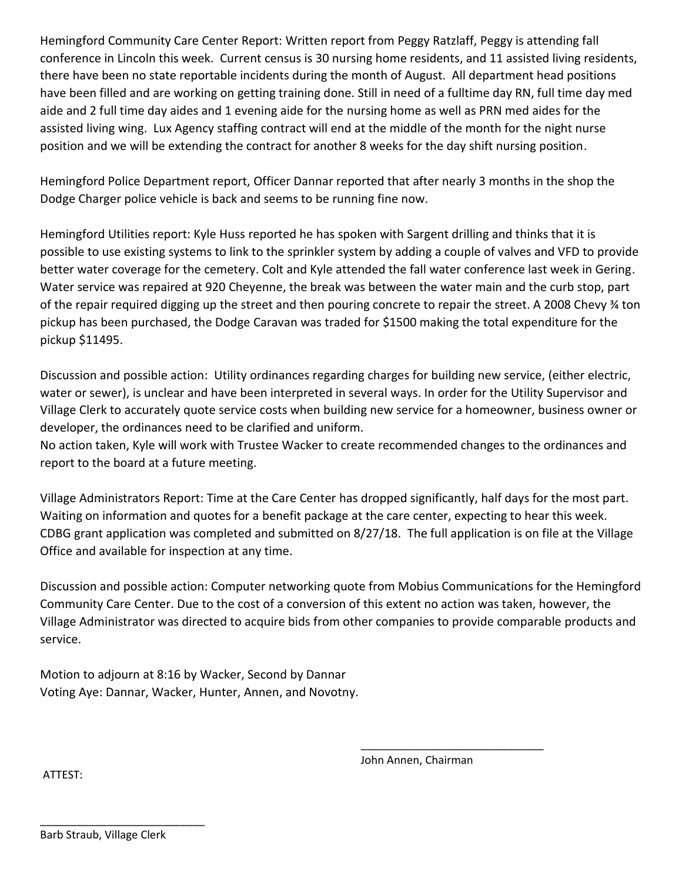Hemingford Community Care Center Report: Written report from Peggy Ratzlaff, Peggy is attending fall conference in Lincoln this week. Current census is 30 nursing home residents, and 11 assisted living residents, there have been no state reportable incidents during the month of August. All department head positions have been filled and are working on getting training done. Still in need of a fulltime day RN, full time day med aide and 2 full time day aides and 1 evening aide for the nursing home as well as PRN med aides for the assisted living wing. Lux Agency staffing contract will end at the middle of the month for the night nurse position and we will be extending the contract for another 8 weeks for the day shift nursing position.

Hemingford Police Department report, Officer Dannar reported that after nearly 3 months in the shop the Dodge Charger police vehicle is back and seems to be running fine now.

Hemingford Utilities report: Kyle Huss reported he has spoken with Sargent drilling and thinks that it is possible to use existing systems to link to the sprinkler system by adding a couple of valves and VFD to provide better water coverage for the cemetery. Colt and Kyle attended the fall water conference last week in Gering. Water service was repaired at 920 Cheyenne, the break was between the water main and the curb stop, part of the repair required digging up the street and then pouring concrete to repair the street. A 2008 Chevy ¾ ton pickup has been purchased, the Dodge Caravan was traded for $1500 making the total expenditure for the pickup $11495.

Discussion and possible action: Utility ordinances regarding charges for building new service, (either electric, water or sewer), is unclear and have been interpreted in several ways. In order for the Utility Supervisor and Village Clerk to accurately quote service costs when building new service for a homeowner, business owner or developer, the ordinances need to be clarified and uniform.
No action taken, Kyle will work with Trustee Wacker to create recommended changes to the ordinances and report to the board at a future meeting.

Village Administrators Report: Time at the Care Center has dropped significantly, half days for the most part. Waiting on information and quotes for a benefit package at the care center, expecting to hear this week. CDBG grant application was completed and submitted on 8/27/18. The full application is on file at the Village Office and available for inspection at any time.

Discussion and possible action: Computer networking quote from Mobius Communications for the Hemingford Community Care Center. Due to the cost of a conversion of this extent no action was taken, however, the Village Administrator was directed to acquire bids from other companies to provide comparable products and service.

Motion to adjourn at 8:16 by Wacker, Second by Dannar
Voting Aye: Dannar, Wacker, Hunter, Annen, and Novotny.

_____________________________
John Annen, Chairman

ATTEST:

_____________________________
Barb Straub, Village Clerk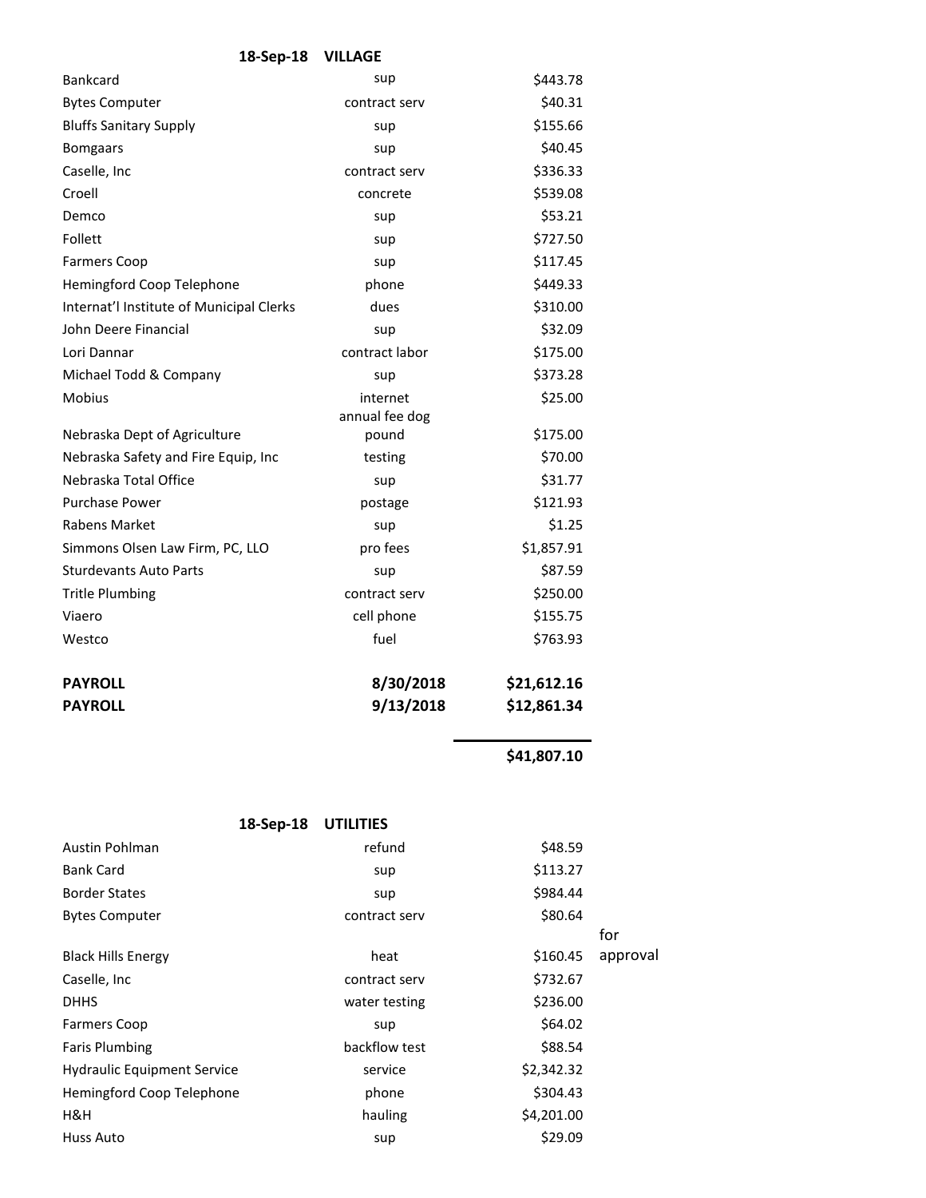**18-Sep-18 VILLAGE**

| | | |
|---|---|---|
| Bankcard | sup | $443.78 |
| Bytes Computer | contract serv | $40.31 |
| Bluffs Sanitary Supply | sup | $155.66 |
| Bomgaars | sup | $40.45 |
| Caselle, Inc | contract serv | $336.33 |
| Croell | concrete | $539.08 |
| Demco | sup | $53.21 |
| Follett | sup | $727.50 |
| Farmers Coop | sup | $117.45 |
| Hemingford Coop Telephone | phone | $449.33 |
| Internat'l Institute of Municipal Clerks | dues | $310.00 |
| John Deere Financial | sup | $32.09 |
| Lori Dannar | contract labor | $175.00 |
| Michael Todd & Company | sup | $373.28 |
| Mobius | internet | $25.00 |
| Nebraska Dept of Agriculture | annual fee dog pound | $175.00 |
| Nebraska Safety and Fire Equip, Inc | testing | $70.00 |
| Nebraska Total Office | sup | $31.77 |
| Purchase Power | postage | $121.93 |
| Rabens Market | sup | $1.25 |
| Simmons Olsen Law Firm, PC, LLO | pro fees | $1,857.91 |
| Sturdevants Auto Parts | sup | $87.59 |
| Tritle Plumbing | contract serv | $250.00 |
| Viaero | cell phone | $155.75 |
| Westco | fuel | $763.93 |
| **PAYROLL** | **8/30/2018** | **$21,612.16** |
| **PAYROLL** | **9/13/2018** | **$12,861.34** |
| | | **$41,807.10** |

**18-Sep-18 UTILITIES**

| | | | |
|---|---|---|---|
| Austin Pohlman | refund | $48.59 | |
| Bank Card | sup | $113.27 | |
| Border States | sup | $984.44 | |
| Bytes Computer | contract serv | $80.64 | |
| Black Hills Energy | heat | $160.45 | for approval |
| Caselle, Inc | contract serv | $732.67 | |
| DHHS | water testing | $236.00 | |
| Farmers Coop | sup | $64.02 | |
| Faris Plumbing | backflow test | $88.54 | |
| Hydraulic Equipment Service | service | $2,342.32 | |
| Hemingford Coop Telephone | phone | $304.43 | |
| H&H | hauling | $4,201.00 | |
| Huss Auto | sup | $29.09 | |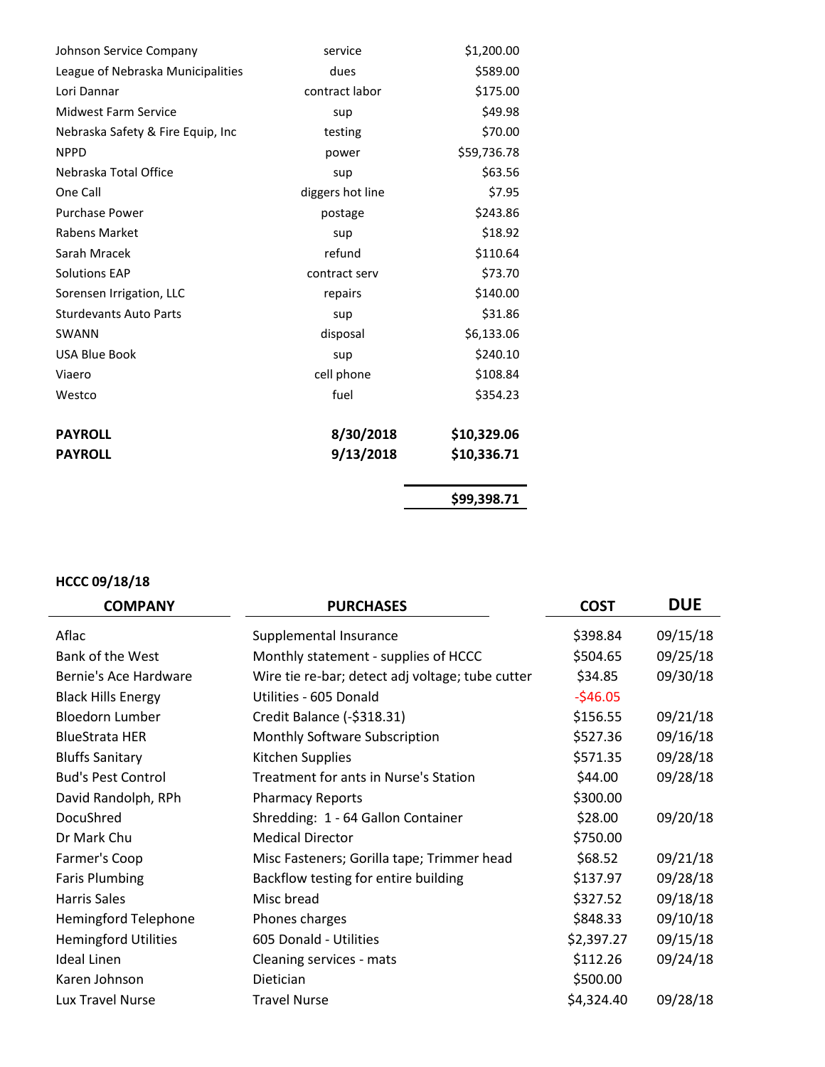| | | |
|---|---|---|
| Johnson Service Company | service | $1,200.00 |
| League of Nebraska Municipalities | dues | $589.00 |
| Lori Dannar | contract labor | $175.00 |
| Midwest Farm Service | sup | $49.98 |
| Nebraska Safety & Fire Equip, Inc | testing | $70.00 |
| NPPD | power | $59,736.78 |
| Nebraska Total Office | sup | $63.56 |
| One Call | diggers hot line | $7.95 |
| Purchase Power | postage | $243.86 |
| Rabens Market | sup | $18.92 |
| Sarah Mracek | refund | $110.64 |
| Solutions EAP | contract serv | $73.70 |
| Sorensen Irrigation, LLC | repairs | $140.00 |
| Sturdevants Auto Parts | sup | $31.86 |
| SWANN | disposal | $6,133.06 |
| USA Blue Book | sup | $240.10 |
| Viaero | cell phone | $108.84 |
| Westco | fuel | $354.23 |
| **PAYROLL** | **8/30/2018** | **$10,329.06** |
| **PAYROLL** | **9/13/2018** | **$10,336.71** |
| | | **$99,398.71** |

**HCCC 09/18/18**

| COMPANY | PURCHASES | COST | DUE |
|---|---|---|---|
| Aflac | Supplemental Insurance | $398.84 | 09/15/18 |
| Bank of the West | Monthly statement - supplies of HCCC | $504.65 | 09/25/18 |
| Bernie's Ace Hardware | Wire tie re-bar; detect adj voltage; tube cutter | $34.85 | 09/30/18 |
| Black Hills Energy | Utilities - 605 Donald | -$46.05 | |
| Bloedorn Lumber | Credit Balance (-$318.31) | $156.55 | 09/21/18 |
| BlueStrata HER | Monthly Software Subscription | $527.36 | 09/16/18 |
| Bluffs Sanitary | Kitchen Supplies | $571.35 | 09/28/18 |
| Bud's Pest Control | Treatment for ants in Nurse's Station | $44.00 | 09/28/18 |
| David Randolph, RPh | Pharmacy Reports | $300.00 | |
| DocuShred | Shredding: 1 - 64 Gallon Container | $28.00 | 09/20/18 |
| Dr Mark Chu | Medical Director | $750.00 | |
| Farmer's Coop | Misc Fasteners; Gorilla tape; Trimmer head | $68.52 | 09/21/18 |
| Faris Plumbing | Backflow testing for entire building | $137.97 | 09/28/18 |
| Harris Sales | Misc bread | $327.52 | 09/18/18 |
| Hemingford Telephone | Phones charges | $848.33 | 09/10/18 |
| Hemingford Utilities | 605 Donald - Utilities | $2,397.27 | 09/15/18 |
| Ideal Linen | Cleaning services - mats | $112.26 | 09/24/18 |
| Karen Johnson | Dietician | $500.00 | |
| Lux Travel Nurse | Travel Nurse | $4,324.40 | 09/28/18 |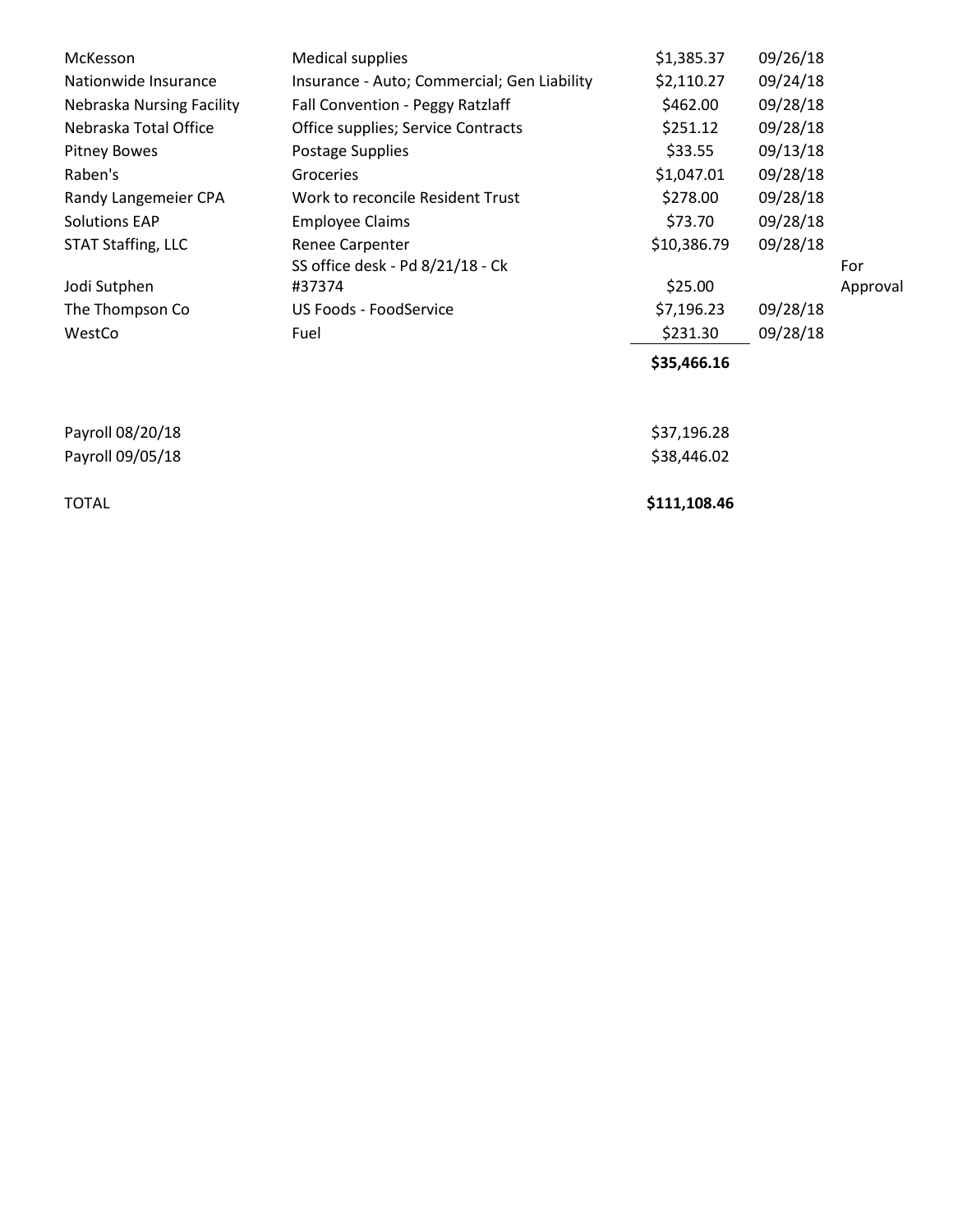| | | | | |
|---|---|---|---|---|
| McKesson | Medical supplies | $1,385.37 | 09/26/18 | |
| Nationwide Insurance | Insurance - Auto; Commercial; Gen Liability | $2,110.27 | 09/24/18 | |
| Nebraska Nursing Facility | Fall Convention - Peggy Ratzlaff | $462.00 | 09/28/18 | |
| Nebraska Total Office | Office supplies; Service Contracts | $251.12 | 09/28/18 | |
| Pitney Bowes | Postage Supplies | $33.55 | 09/13/18 | |
| Raben's | Groceries | $1,047.01 | 09/28/18 | |
| Randy Langemeier CPA | Work to reconcile Resident Trust | $278.00 | 09/28/18 | |
| Solutions EAP | Employee Claims | $73.70 | 09/28/18 | |
| STAT Staffing, LLC | Renee Carpenter | $10,386.79 | 09/28/18 | |
| Jodi Sutphen | SS office desk - Pd 8/21/18 - Ck #37374 | $25.00 | | For Approval |
| The Thompson Co | US Foods - FoodService | $7,196.23 | 09/28/18 | |
| WestCo | Fuel | $231.30 | 09/28/18 | |
| | | **$35,466.16** | | |
| | | | | |
| Payroll 08/20/18 | | $37,196.28 | | |
| Payroll 09/05/18 | | $38,446.02 | | |
| | | | | |
| TOTAL | | **$111,108.46** | | |